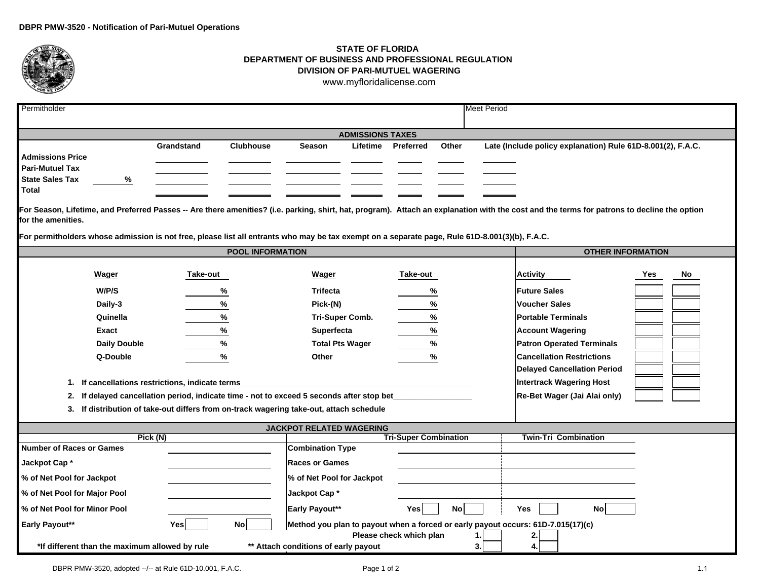DBPR PMW-3520 - Notification of Pari-Mutuel Operations

# STATE OF FLORIDA
## DEPARTMENT OF BUSINESS AND PROFESSIONAL REGULATION
## DIVISION OF PARI-MUTUEL WAGERING

www.myfloridalicense.com

| Permitholder | Meet Period |
|---|---|
| | |

### ADMISSIONS TAXES

| | Grandstand | Clubhouse | Season | Lifetime | Preferred | Other | Late (Include policy explanation) Rule 61D-8.001(2), F.A.C. |
|---|---|---|---|---|---|---|---|
| **Admissions Price** | | | | | | | |
| **Pari-Mutuel Tax** | | | | | | | |
| **State Sales Tax** ______ % | | | | | | | |
| **Total** | | | | | | | |

**For Season, Lifetime, and Preferred Passes -- Are there amenities? (i.e. parking, shirt, hat, program). Attach an explanation with the cost and the terms for patrons to decline the option for the amenities.**

**For permitholders whose admission is not free, please list all entrants who may be tax exempt on a separate page, Rule 61D-8.001(3)(b), F.A.C.**

### POOL INFORMATION

| Wager | Take-out | Wager | Take-out |
|---|---|---|---|
| **W/P/S** | % | **Trifecta** | % |
| **Daily-3** | % | **Pick-(N)** | % |
| **Quinella** | % | **Tri-Super Comb.** | % |
| **Exact** | % | **Superfecta** | % |
| **Daily Double** | % | **Total Pts Wager** | % |
| **Q-Double** | % | **Other** | % |

1. **If cancellations restrictions, indicate terms**______________________________
2. **If delayed cancellation period, indicate time - not to exceed 5 seconds after stop bet**______________
3. **If distribution of take-out differs from on-track wagering take-out, attach schedule**

### OTHER INFORMATION

| Activity | Yes | No |
|---|---|---|
| **Future Sales** | | |
| **Voucher Sales** | | |
| **Portable Terminals** | | |
| **Account Wagering** | | |
| **Patron Operated Terminals** | | |
| **Cancellation Restrictions** | | |
| **Delayed Cancellation Period** | | |
| **Intertrack Wagering Host** | | |
| **Re-Bet Wager (Jai Alai only)** | | |

### JACKPOT RELATED WAGERING

| Pick (N) | |
|---|---|
| **Number of Races or Games** | |
| **Jackpot Cap \*** | |
| **% of Net Pool for Jackpot** | |
| **% of Net Pool for Major Pool** | |
| **% of Net Pool for Minor Pool** | |
| **Early Payout\*\*** | Yes ☐ No ☐ |

| | Tri-Super Combination | Twin-Tri Combination |
|---|---|---|
| **Combination Type** | | |
| **Races or Games** | | |
| **% of Net Pool for Jackpot** | | |
| **Jackpot Cap \*** | | |
| **Early Payout\*\*** | Yes ☐ No ☐ | Yes ☐ No ☐ |

**Method you plan to payout when a forced or early payout occurs: 61D-7.015(17)(c)**

**Please check which plan** 1. ☐ 2. ☐ 3. ☐ 4. ☐

**\*If different than the maximum allowed by rule**

**\*\* Attach conditions of early payout**

DBPR PMW-3520, adopted --/-- at Rule 61D-10.001, F.A.C.

1.1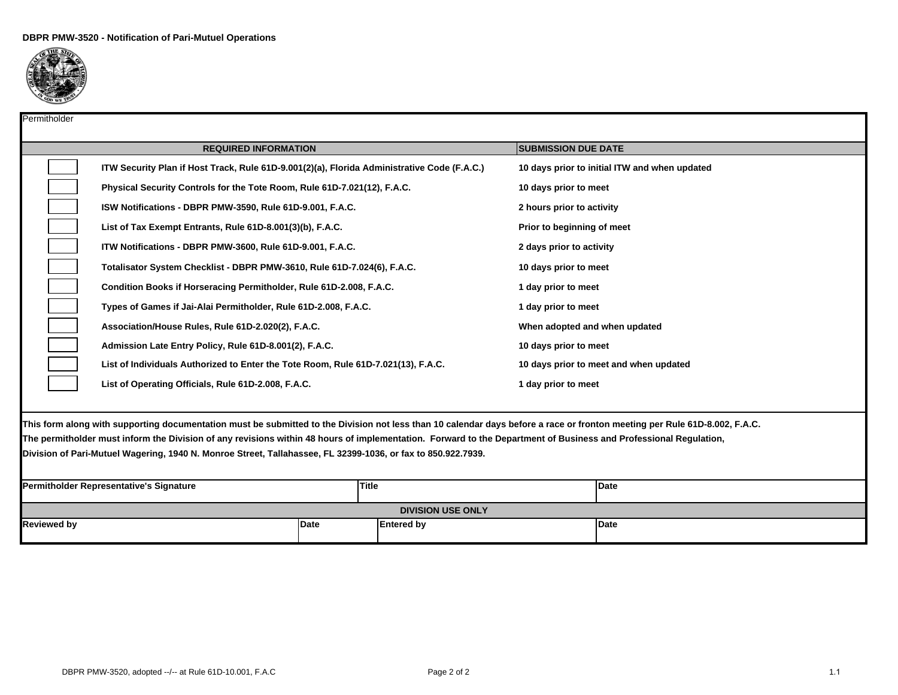**DBPR PMW-3520 - Notification of Pari-Mutuel Operations**

Permitholder

| | REQUIRED INFORMATION | SUBMISSION DUE DATE |
|---|---|---|
| ☐ | ITW Security Plan if Host Track, Rule 61D-9.001(2)(a), Florida Administrative Code (F.A.C.) | 10 days prior to initial ITW and when updated |
| ☐ | Physical Security Controls for the Tote Room, Rule 61D-7.021(12), F.A.C. | 10 days prior to meet |
| ☐ | ISW Notifications - DBPR PMW-3590, Rule 61D-9.001, F.A.C. | 2 hours prior to activity |
| ☐ | List of Tax Exempt Entrants, Rule 61D-8.001(3)(b), F.A.C. | Prior to beginning of meet |
| ☐ | ITW Notifications - DBPR PMW-3600, Rule 61D-9.001, F.A.C. | 2 days prior to activity |
| ☐ | Totalisator System Checklist - DBPR PMW-3610, Rule 61D-7.024(6), F.A.C. | 10 days prior to meet |
| ☐ | Condition Books if Horseracing Permitholder, Rule 61D-2.008, F.A.C. | 1 day prior to meet |
| ☐ | Types of Games if Jai-Alai Permitholder, Rule 61D-2.008, F.A.C. | 1 day prior to meet |
| ☐ | Association/House Rules, Rule 61D-2.020(2), F.A.C. | When adopted and when updated |
| ☐ | Admission Late Entry Policy, Rule 61D-8.001(2), F.A.C. | 10 days prior to meet |
| ☐ | List of Individuals Authorized to Enter the Tote Room, Rule 61D-7.021(13), F.A.C. | 10 days prior to meet and when updated |
| ☐ | List of Operating Officials, Rule 61D-2.008, F.A.C. | 1 day prior to meet |

**This form along with supporting documentation must be submitted to the Division not less than 10 calendar days before a race or fronton meeting per Rule 61D-8.002, F.A.C. The permitholder must inform the Division of any revisions within 48 hours of implementation. Forward to the Department of Business and Professional Regulation, Division of Pari-Mutuel Wagering, 1940 N. Monroe Street, Tallahassee, FL 32399-1036, or fax to 850.922.7939.**

| Permitholder Representative's Signature | Title | Date |
|---|---|---|
| | | |

**DIVISION USE ONLY**

| Reviewed by | Date | Entered by | Date |
|---|---|---|---|
| | | | |

DBPR PMW-3520, adopted --/-- at Rule 61D-10.001, F.A.C

1.1